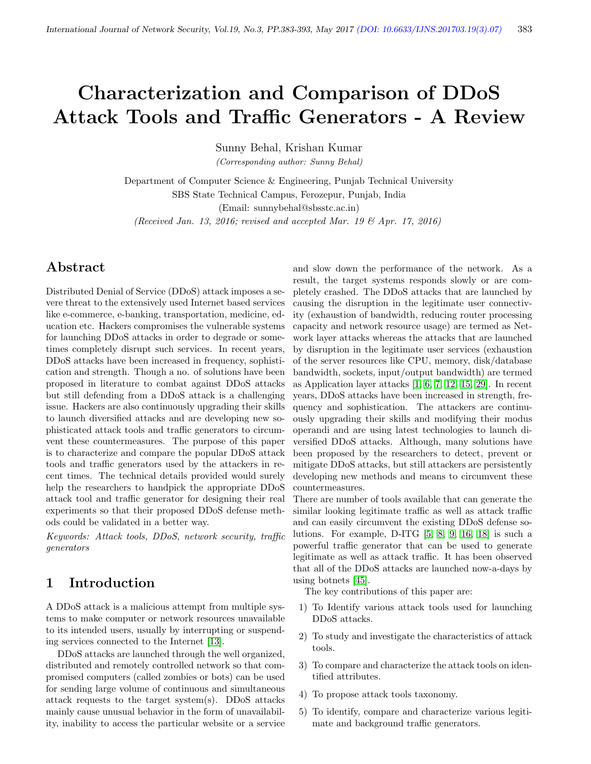# Characterization and Comparison of DDoS Attack Tools and Traffic Generators - A Review

Sunny Behal, Krishan Kumar

*(Corresponding author: Sunny Behal)*

Department of Computer Science & Engineering, Punjab Technical University

SBS State Technical Campus, Ferozepur, Punjab, India

(Email: sunnybehal@sbsstc.ac.in)

*(Received Jan. 13, 2016; revised and accepted Mar. 19 & Apr. 17, 2016)*

## Abstract

Distributed Denial of Service (DDoS) attack imposes a severe threat to the extensively used Internet based services like e-commerce, e-banking, transportation, medicine, education etc. Hackers compromises the vulnerable systems for launching DDoS attacks in order to degrade or sometimes completely disrupt such services. In recent years, DDoS attacks have been increased in frequency, sophistication and strength. Though a no. of solutions have been proposed in literature to combat against DDoS attacks but still defending from a DDoS attack is a challenging issue. Hackers are also continuously upgrading their skills to launch diversified attacks and are developing new sophisticated attack tools and traffic generators to circumvent these countermeasures. The purpose of this paper is to characterize and compare the popular DDoS attack tools and traffic generators used by the attackers in recent times. The technical details provided would surely help the researchers to handpick the appropriate DDoS attack tool and traffic generator for designing their real experiments so that their proposed DDoS defense methods could be validated in a better way.

*Keywords: Attack tools, DDoS, network security, traffic generators*

## 1 Introduction

A DDoS attack is a malicious attempt from multiple systems to make computer or network resources unavailable to its intended users, usually by interrupting or suspending services connected to the Internet [13].

DDoS attacks are launched through the well organized, distributed and remotely controlled network so that compromised computers (called zombies or bots) can be used for sending large volume of continuous and simultaneous attack requests to the target system(s). DDoS attacks mainly cause unusual behavior in the form of unavailability, inability to access the particular website or a service and slow down the performance of the network. As a result, the target systems responds slowly or are completely crashed. The DDoS attacks that are launched by causing the disruption in the legitimate user connectivity (exhaustion of bandwidth, reducing router processing capacity and network resource usage) are termed as Network layer attacks whereas the attacks that are launched by disruption in the legitimate user services (exhaustion of the server resources like CPU, memory, disk/database bandwidth, sockets, input/output bandwidth) are termed as Application layer attacks [1, 6, 7, 12, 15, 29]. In recent years, DDoS attacks have been increased in strength, frequency and sophistication. The attackers are continuously upgrading their skills and modifying their modus operandi and are using latest technologies to launch diversified DDoS attacks. Although, many solutions have been proposed by the researchers to detect, prevent or mitigate DDoS attacks, but still attackers are persistently developing new methods and means to circumvent these countermeasures.

There are number of tools available that can generate the similar looking legitimate traffic as well as attack traffic and can easily circumvent the existing DDoS defense solutions. For example, D-ITG [5, 8, 9, 16, 18] is such a powerful traffic generator that can be used to generate legitimate as well as attack traffic. It has been observed that all of the DDoS attacks are launched now-a-days by using botnets [45].

The key contributions of this paper are:

1) To Identify various attack tools used for launching DDoS attacks.
2) To study and investigate the characteristics of attack tools.
3) To compare and characterize the attack tools on identified attributes.
4) To propose attack tools taxonomy.
5) To identify, compare and characterize various legitimate and background traffic generators.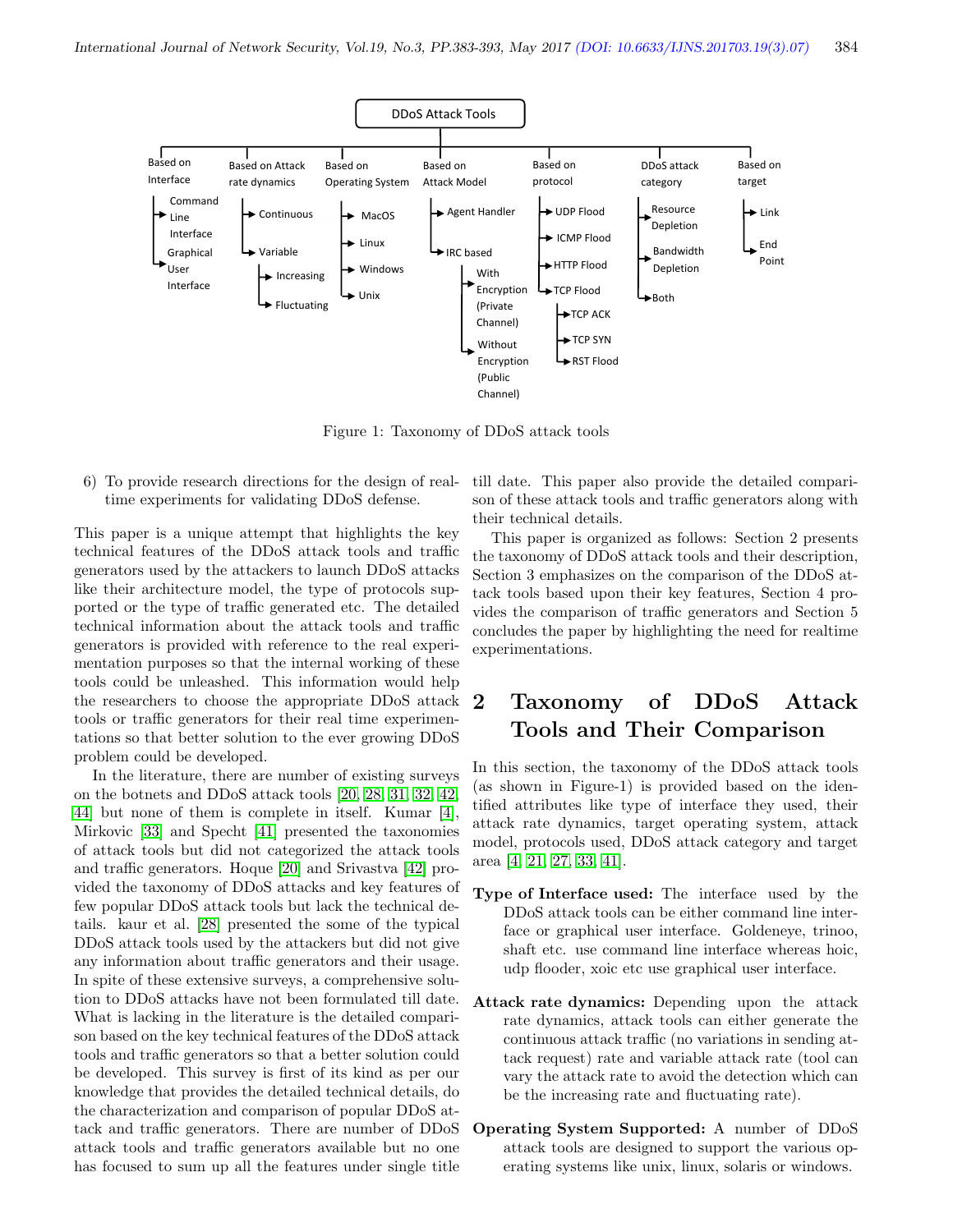- DDoS Attack Tools
  - Based on Interface
    - Command Line Interface
    - Graphical User Interface
  - Based on Attack rate dynamics
    - Continuous
    - Variable
      - Increasing
      - Fluctuating
  - Based on Operating System
    - MacOS
    - Linux
    - Windows
    - Unix
  - Based on Attack Model
    - Agent Handler
    - IRC based
      - With Encryption (Private Channel)
      - Without Encryption (Public Channel)
  - Based on protocol
    - UDP Flood
    - ICMP Flood
    - HTTP Flood
    - TCP Flood
      - TCP ACK
      - TCP SYN
      - RST Flood
  - DDoS attack category
    - Resource Depletion
    - Bandwidth Depletion
    - Both
  - Based on target
    - Link
    - End Point

Figure 1: Taxonomy of DDoS attack tools

6) To provide research directions for the design of real-time experiments for validating DDoS defense.

This paper is a unique attempt that highlights the key technical features of the DDoS attack tools and traffic generators used by the attackers to launch DDoS attacks like their architecture model, the type of protocols supported or the type of traffic generated etc. The detailed technical information about the attack tools and traffic generators is provided with reference to the real experimentation purposes so that the internal working of these tools could be unleashed. This information would help the researchers to choose the appropriate DDoS attack tools or traffic generators for their real time experimentations so that better solution to the ever growing DDoS problem could be developed.

In the literature, there are number of existing surveys on the botnets and DDoS attack tools [20, 28, 31, 32, 42, 44] but none of them is complete in itself. Kumar [4], Mirkovic [33] and Specht [41] presented the taxonomies of attack tools but did not categorized the attack tools and traffic generators. Hoque [20] and Srivastva [42] provided the taxonomy of DDoS attacks and key features of few popular DDoS attack tools but lack the technical details. kaur et al. [28] presented the some of the typical DDoS attack tools used by the attackers but did not give any information about traffic generators and their usage. In spite of these extensive surveys, a comprehensive solution to DDoS attacks have not been formulated till date. What is lacking in the literature is the detailed comparison based on the key technical features of the DDoS attack tools and traffic generators so that a better solution could be developed. This survey is first of its kind as per our knowledge that provides the detailed technical details, do the characterization and comparison of popular DDoS attack and traffic generators. There are number of DDoS attack tools and traffic generators available but no one has focused to sum up all the features under single title till date. This paper also provide the detailed comparison of these attack tools and traffic generators along with their technical details.

This paper is organized as follows: Section 2 presents the taxonomy of DDoS attack tools and their description, Section 3 emphasizes on the comparison of the DDoS attack tools based upon their key features, Section 4 provides the comparison of traffic generators and Section 5 concludes the paper by highlighting the need for realtime experimentations.

## 2 Taxonomy of DDoS Attack Tools and Their Comparison

In this section, the taxonomy of the DDoS attack tools (as shown in Figure-1) is provided based on the identified attributes like type of interface they used, their attack rate dynamics, target operating system, attack model, protocols used, DDoS attack category and target area [4, 21, 27, 33, 41].

**Type of Interface used:** The interface used by the DDoS attack tools can be either command line interface or graphical user interface. Goldeneye, trinoo, shaft etc. use command line interface whereas hoic, udp flooder, xoic etc use graphical user interface.

**Attack rate dynamics:** Depending upon the attack rate dynamics, attack tools can either generate the continuous attack traffic (no variations in sending attack request) rate and variable attack rate (tool can vary the attack rate to avoid the detection which can be the increasing rate and fluctuating rate).

**Operating System Supported:** A number of DDoS attack tools are designed to support the various operating systems like unix, linux, solaris or windows.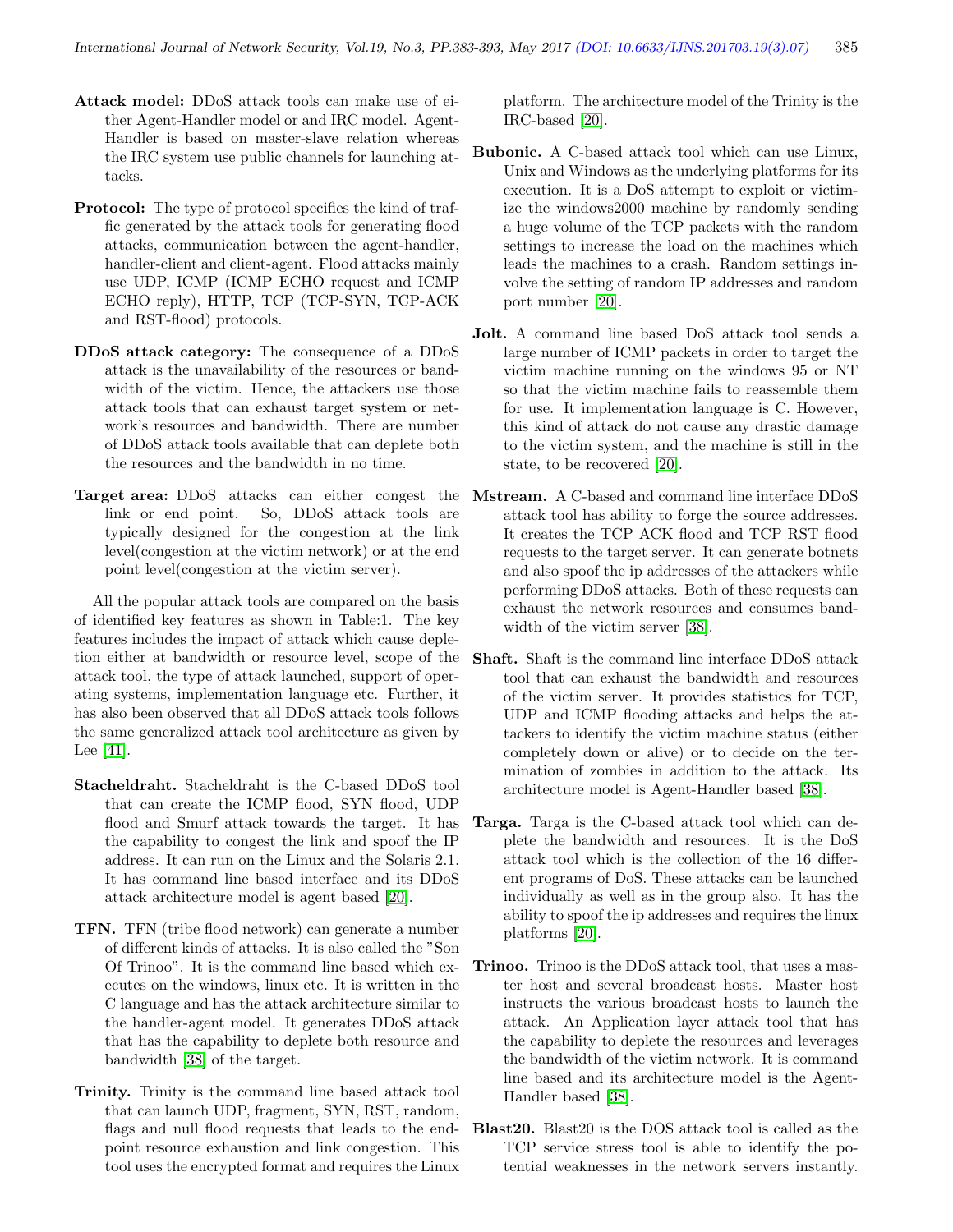**Attack model:** DDoS attack tools can make use of either Agent-Handler model or and IRC model. Agent-Handler is based on master-slave relation whereas the IRC system use public channels for launching attacks.

**Protocol:** The type of protocol specifies the kind of traffic generated by the attack tools for generating flood attacks, communication between the agent-handler, handler-client and client-agent. Flood attacks mainly use UDP, ICMP (ICMP ECHO request and ICMP ECHO reply), HTTP, TCP (TCP-SYN, TCP-ACK and RST-flood) protocols.

**DDoS attack category:** The consequence of a DDoS attack is the unavailability of the resources or bandwidth of the victim. Hence, the attackers use those attack tools that can exhaust target system or network's resources and bandwidth. There are number of DDoS attack tools available that can deplete both the resources and the bandwidth in no time.

**Target area:** DDoS attacks can either congest the link or end point. So, DDoS attack tools are typically designed for the congestion at the link level(congestion at the victim network) or at the end point level(congestion at the victim server).

All the popular attack tools are compared on the basis of identified key features as shown in Table:1. The key features includes the impact of attack which cause depletion either at bandwidth or resource level, scope of the attack tool, the type of attack launched, support of operating systems, implementation language etc. Further, it has also been observed that all DDoS attack tools follows the same generalized attack tool architecture as given by Lee [41].

**Stacheldraht.** Stacheldraht is the C-based DDoS tool that can create the ICMP flood, SYN flood, UDP flood and Smurf attack towards the target. It has the capability to congest the link and spoof the IP address. It can run on the Linux and the Solaris 2.1. It has command line based interface and its DDoS attack architecture model is agent based [20].

**TFN.** TFN (tribe flood network) can generate a number of different kinds of attacks. It is also called the "Son Of Trinoo". It is the command line based which executes on the windows, linux etc. It is written in the C language and has the attack architecture similar to the handler-agent model. It generates DDoS attack that has the capability to deplete both resource and bandwidth [38] of the target.

**Trinity.** Trinity is the command line based attack tool that can launch UDP, fragment, SYN, RST, random, flags and null flood requests that leads to the endpoint resource exhaustion and link congestion. This tool uses the encrypted format and requires the Linux platform. The architecture model of the Trinity is the IRC-based [20].

**Bubonic.** A C-based attack tool which can use Linux, Unix and Windows as the underlying platforms for its execution. It is a DoS attempt to exploit or victimize the windows2000 machine by randomly sending a huge volume of the TCP packets with the random settings to increase the load on the machines which leads the machines to a crash. Random settings involve the setting of random IP addresses and random port number [20].

**Jolt.** A command line based DoS attack tool sends a large number of ICMP packets in order to target the victim machine running on the windows 95 or NT so that the victim machine fails to reassemble them for use. It implementation language is C. However, this kind of attack do not cause any drastic damage to the victim system, and the machine is still in the state, to be recovered [20].

**Mstream.** A C-based and command line interface DDoS attack tool has ability to forge the source addresses. It creates the TCP ACK flood and TCP RST flood requests to the target server. It can generate botnets and also spoof the ip addresses of the attackers while performing DDoS attacks. Both of these requests can exhaust the network resources and consumes bandwidth of the victim server [38].

**Shaft.** Shaft is the command line interface DDoS attack tool that can exhaust the bandwidth and resources of the victim server. It provides statistics for TCP, UDP and ICMP flooding attacks and helps the attackers to identify the victim machine status (either completely down or alive) or to decide on the termination of zombies in addition to the attack. Its architecture model is Agent-Handler based [38].

**Targa.** Targa is the C-based attack tool which can deplete the bandwidth and resources. It is the DoS attack tool which is the collection of the 16 different programs of DoS. These attacks can be launched individually as well as in the group also. It has the ability to spoof the ip addresses and requires the linux platforms [20].

**Trinoo.** Trinoo is the DDoS attack tool, that uses a master host and several broadcast hosts. Master host instructs the various broadcast hosts to launch the attack. An Application layer attack tool that has the capability to deplete the resources and leverages the bandwidth of the victim network. It is command line based and its architecture model is the Agent-Handler based [38].

**Blast20.** Blast20 is the DOS attack tool is called as the TCP service stress tool is able to identify the potential weaknesses in the network servers instantly.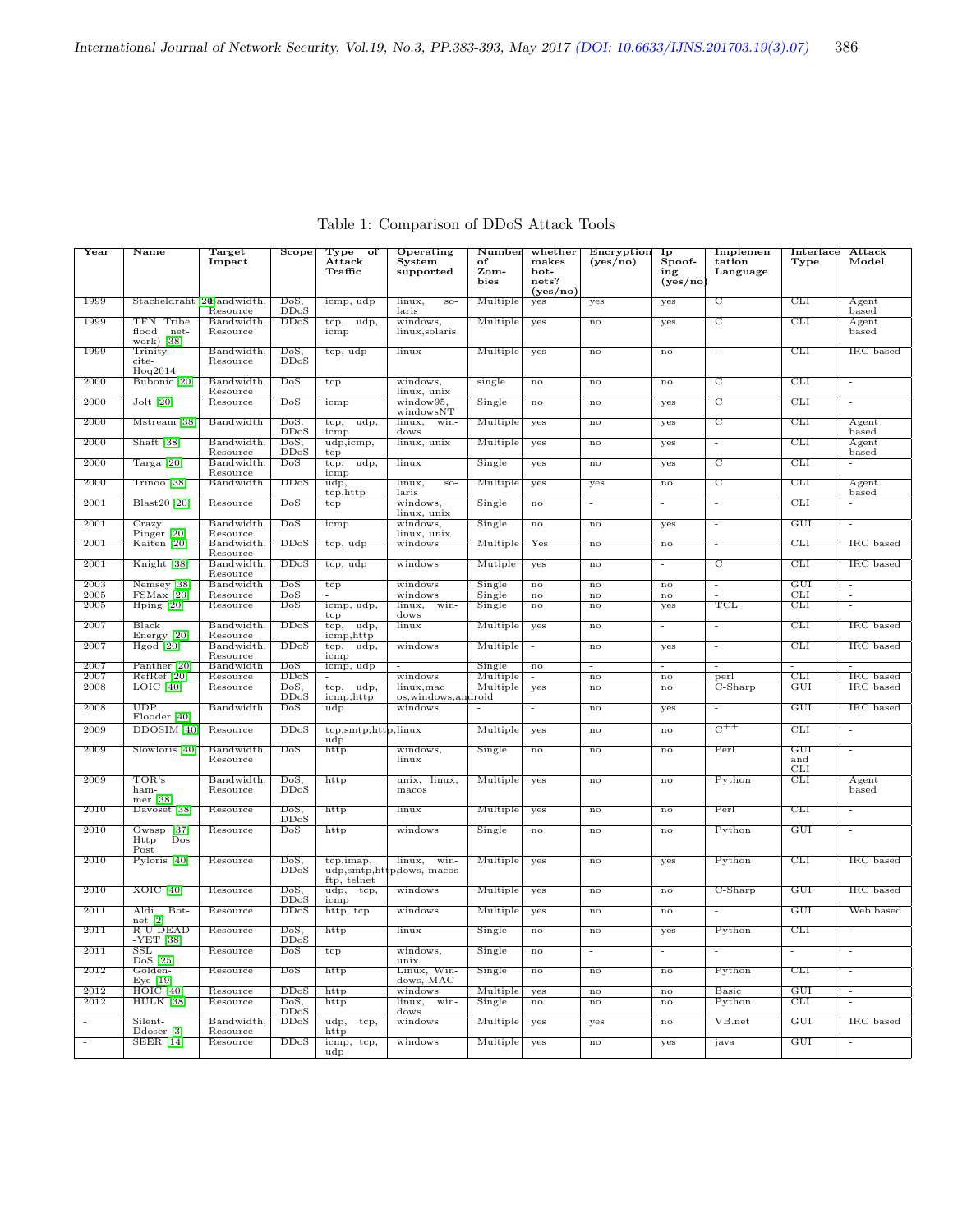Table 1: Comparison of DDoS Attack Tools

| Year | Name | Target Impact | Scope | Type of Attack Traffic | Operating System supported | Number of Zombies | whether makes botnets? (yes/no) | Encryption (yes/no) | Ip Spoofing (yes/no) | Implementation Language | Interface Type | Attack Model |
|---|---|---|---|---|---|---|---|---|---|---|---|---|
| 1999 | Stacheldraht [20] | Bandwidth, Resource | DoS, DDoS | icmp, udp | linux, solaris | Multiple | yes | yes | yes | C | CLI | Agent based |
| 1999 | TFN Tribe flood network) [38] | Bandwidth, Resource | DDoS | tcp, udp, icmp | windows, linux,solaris | Multiple | yes | no | yes | C | CLI | Agent based |
| 1999 | Trinity cite-Hoq2014 | Bandwidth, Resource | DoS, DDoS | tcp, udp | linux | Multiple | yes | no | no | - | CLI | IRC based |
| 2000 | Bubonic [20] | Bandwidth, Resource | DoS | tcp | windows, linux, unix | single | no | no | no | C | CLI | - |
| 2000 | Jolt [20] | Resource | DoS | icmp | window95, windowsNT | Single | no | no | yes | C | CLI | - |
| 2000 | Mstream [38] | Bandwidth | DoS, DDoS | tcp, udp, icmp | linux, windows | Multiple | yes | no | yes | C | CLI | Agent based |
| 2000 | Shaft [38] | Bandwidth, Resource | DoS, DDoS | udp,icmp, tcp | linux, unix | Multiple | yes | no | yes | - | CLI | Agent based |
| 2000 | Targa [20] | Bandwidth, Resource | DoS | tcp, udp, icmp | linux | Single | yes | no | yes | C | CLI | - |
| 2000 | Trinoo [38] | Bandwidth | DDoS | udp, tcp,http | linux, solaris | Multiple | yes | yes | no | C | CLI | Agent based |
| 2001 | Blast20 [20] | Resource | DoS | tcp | windows, linux, unix | Single | no | - | - | - | CLI | - |
| 2001 | Crazy Pinger [20] | Bandwidth, Resource | DoS | icmp | windows, linux, unix | Single | no | no | yes | - | GUI | - |
| 2001 | Kaiten [20] | Bandwidth, Resource | DDoS | tcp, udp | windows | Multiple | Yes | no | no | - | CLI | IRC based |
| 2001 | Knight [38] | Bandwidth, Resource | DDoS | tcp, udp | windows | Mutiple | yes | no | - | C | CLI | IRC based |
| 2003 | Nemsey [38] | Bandwidth | DoS | tcp | windows | Single | no | no | no | - | GUI | - |
| 2005 | FSMax [20] | Resource | DoS | - | windows | Single | no | no | no | - | CLI | - |
| 2005 | Hping [20] | Resource | DoS | icmp, udp, tcp | linux, windows | Single | no | no | yes | TCL | CLI | - |
| 2007 | Black Energy [20] | Bandwidth, Resource | DDoS | tcp, udp, icmp,http | linux | Multiple | yes | no | - | - | CLI | IRC based |
| 2007 | Hgod [20] | Bandwidth, Resource | DDoS | tcp, udp, icmp | windows | Multiple | - | no | yes | - | CLI | IRC based |
| 2007 | Panther [20] | Bandwidth | DoS | icmp, udp | - | Single | no | - | - | - | - | - |
| 2007 | RefRef [20] | Resource | DDoS | - | windows | Multiple | - | no | no | perl | CLI | IRC based |
| 2008 | LOIC [40] | Resource | DoS, DDoS | tcp, udp, icmp,http | linux,mac os,windows,android | Multiple | yes | no | no | C-Sharp | GUI | IRC based |
| 2008 | UDP Flooder [40] | Bandwidth | DoS | udp | windows | - | - | no | yes | - | GUI | IRC based |
| 2009 | DDOSIM [40] | Resource | DDoS | tcp,smtp,http, udp | linux | Multiple | yes | no | no | $C^{++}$ | CLI | - |
| 2009 | Slowloris [40] | Bandwidth, Resource | DoS | http | windows, linux | Single | no | no | no | Perl | GUI and CLI | - |
| 2009 | TOR's hammer [38] | Bandwidth, Resource | DoS, DDoS | http | unix, linux, macos | Multiple | yes | no | no | Python | CLI | Agent based |
| 2010 | Davoset [38] | Resource | DoS, DDoS | http | linux | Multiple | yes | no | no | Perl | CLI | - |
| 2010 | Owasp [37] Http Dos Post | Resource | DoS | http | windows | Single | no | no | no | Python | GUI | - |
| 2010 | Pyloris [40] | Resource | DoS, DDoS | tcp,imap, udp,smtp,http, ftp, telnet | linux, windows, macos | Multiple | yes | no | yes | Python | CLI | IRC based |
| 2010 | XOIC [40] | Resource | DoS, DDoS | udp, tcp, icmp | windows | Multiple | yes | no | no | C-Sharp | GUI | IRC based |
| 2011 | Aldi Botnet [2] | Resource | DDoS | http, tcp | windows | Multiple | yes | no | no | - | GUI | Web based |
| 2011 | R-U DEAD -YET [38] | Resource | DoS, DDoS | http | linux | Single | no | no | yes | Python | CLI | - |
| 2011 | SSL DoS [25] | Resource | DoS | tcp | windows, unix | Single | no | - | - | - | - | - |
| 2012 | GoldenEye [19] | Resource | DoS | http | Linux, Windows, MAC | Single | no | no | no | Python | CLI | - |
| 2012 | HOIC [40] | Resource | DDoS | http | windows | Multiple | yes | no | no | Basic | GUI | - |
| 2012 | HULK [38] | Resource | DoS, DDoS | http | linux, windows | Single | no | no | no | Python | CLI | - |
| - | Silent-Ddoser [3] | Bandwidth, Resource | DDoS | udp, tcp, http | windows | Multiple | yes | yes | no | VB.net | GUI | IRC based |
| - | SEER [14] | Resource | DDoS | icmp, tcp, udp | windows | Multiple | yes | no | yes | java | GUI | - |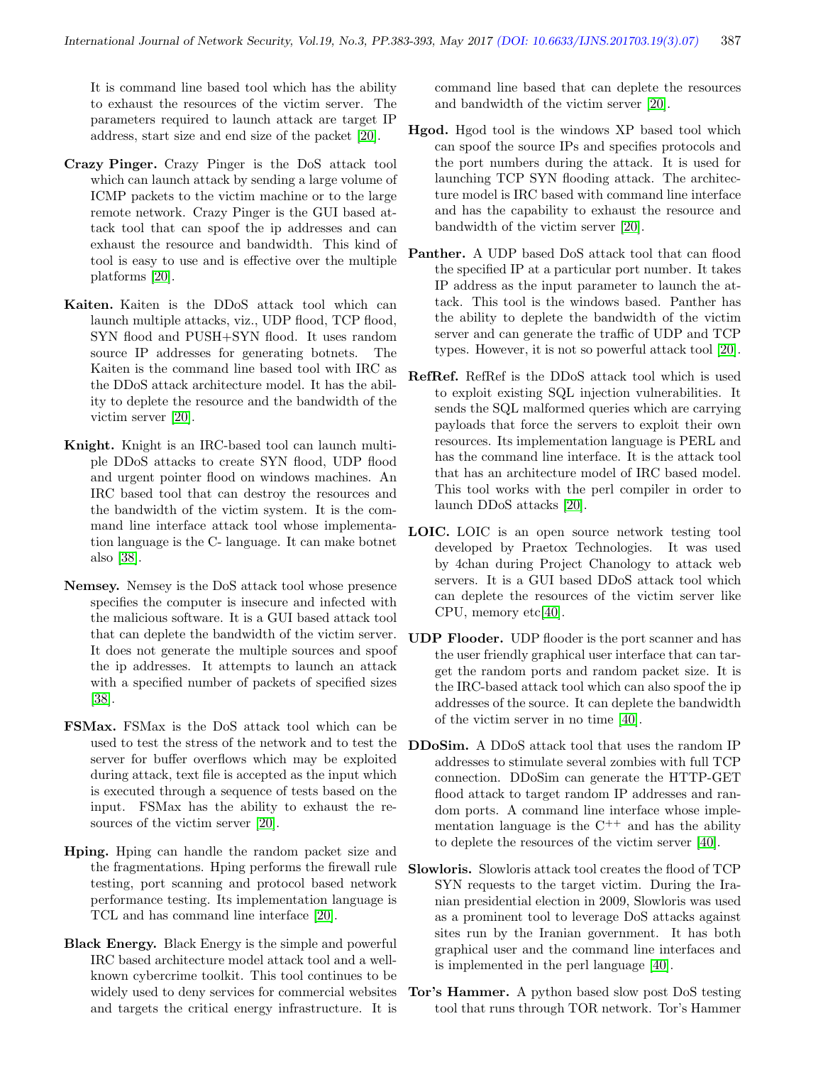It is command line based tool which has the ability to exhaust the resources of the victim server. The parameters required to launch attack are target IP address, start size and end size of the packet [20].

**Crazy Pinger.** Crazy Pinger is the DoS attack tool which can launch attack by sending a large volume of ICMP packets to the victim machine or to the large remote network. Crazy Pinger is the GUI based attack tool that can spoof the ip addresses and can exhaust the resource and bandwidth. This kind of tool is easy to use and is effective over the multiple platforms [20].

**Kaiten.** Kaiten is the DDoS attack tool which can launch multiple attacks, viz., UDP flood, TCP flood, SYN flood and PUSH+SYN flood. It uses random source IP addresses for generating botnets. The Kaiten is the command line based tool with IRC as the DDoS attack architecture model. It has the ability to deplete the resource and the bandwidth of the victim server [20].

**Knight.** Knight is an IRC-based tool can launch multiple DDoS attacks to create SYN flood, UDP flood and urgent pointer flood on windows machines. An IRC based tool that can destroy the resources and the bandwidth of the victim system. It is the command line interface attack tool whose implementation language is the C- language. It can make botnet also [38].

**Nemsey.** Nemsey is the DoS attack tool whose presence specifies the computer is insecure and infected with the malicious software. It is a GUI based attack tool that can deplete the bandwidth of the victim server. It does not generate the multiple sources and spoof the ip addresses. It attempts to launch an attack with a specified number of packets of specified sizes [38].

**FSMax.** FSMax is the DoS attack tool which can be used to test the stress of the network and to test the server for buffer overflows which may be exploited during attack, text file is accepted as the input which is executed through a sequence of tests based on the input. FSMax has the ability to exhaust the resources of the victim server [20].

**Hping.** Hping can handle the random packet size and the fragmentations. Hping performs the firewall rule testing, port scanning and protocol based network performance testing. Its implementation language is TCL and has command line interface [20].

**Black Energy.** Black Energy is the simple and powerful IRC based architecture model attack tool and a well-known cybercrime toolkit. This tool continues to be widely used to deny services for commercial websites and targets the critical energy infrastructure. It is command line based that can deplete the resources and bandwidth of the victim server [20].

**Hgod.** Hgod tool is the windows XP based tool which can spoof the source IPs and specifies protocols and the port numbers during the attack. It is used for launching TCP SYN flooding attack. The architecture model is IRC based with command line interface and has the capability to exhaust the resource and bandwidth of the victim server [20].

**Panther.** A UDP based DoS attack tool that can flood the specified IP at a particular port number. It takes IP address as the input parameter to launch the attack. This tool is the windows based. Panther has the ability to deplete the bandwidth of the victim server and can generate the traffic of UDP and TCP types. However, it is not so powerful attack tool [20].

**RefRef.** RefRef is the DDoS attack tool which is used to exploit existing SQL injection vulnerabilities. It sends the SQL malformed queries which are carrying payloads that force the servers to exploit their own resources. Its implementation language is PERL and has the command line interface. It is the attack tool that has an architecture model of IRC based model. This tool works with the perl compiler in order to launch DDoS attacks [20].

**LOIC.** LOIC is an open source network testing tool developed by Praetox Technologies. It was used by 4chan during Project Chanology to attack web servers. It is a GUI based DDoS attack tool which can deplete the resources of the victim server like CPU, memory etc[40].

**UDP Flooder.** UDP flooder is the port scanner and has the user friendly graphical user interface that can target the random ports and random packet size. It is the IRC-based attack tool which can also spoof the ip addresses of the source. It can deplete the bandwidth of the victim server in no time [40].

**DDoSim.** A DDoS attack tool that uses the random IP addresses to stimulate several zombies with full TCP connection. DDoSim can generate the HTTP-GET flood attack to target random IP addresses and random ports. A command line interface whose implementation language is the $C^{++}$ and has the ability to deplete the resources of the victim server [40].

**Slowloris.** Slowloris attack tool creates the flood of TCP SYN requests to the target victim. During the Iranian presidential election in 2009, Slowloris was used as a prominent tool to leverage DoS attacks against sites run by the Iranian government. It has both graphical user and the command line interfaces and is implemented in the perl language [40].

**Tor's Hammer.** A python based slow post DoS testing tool that runs through TOR network. Tor's Hammer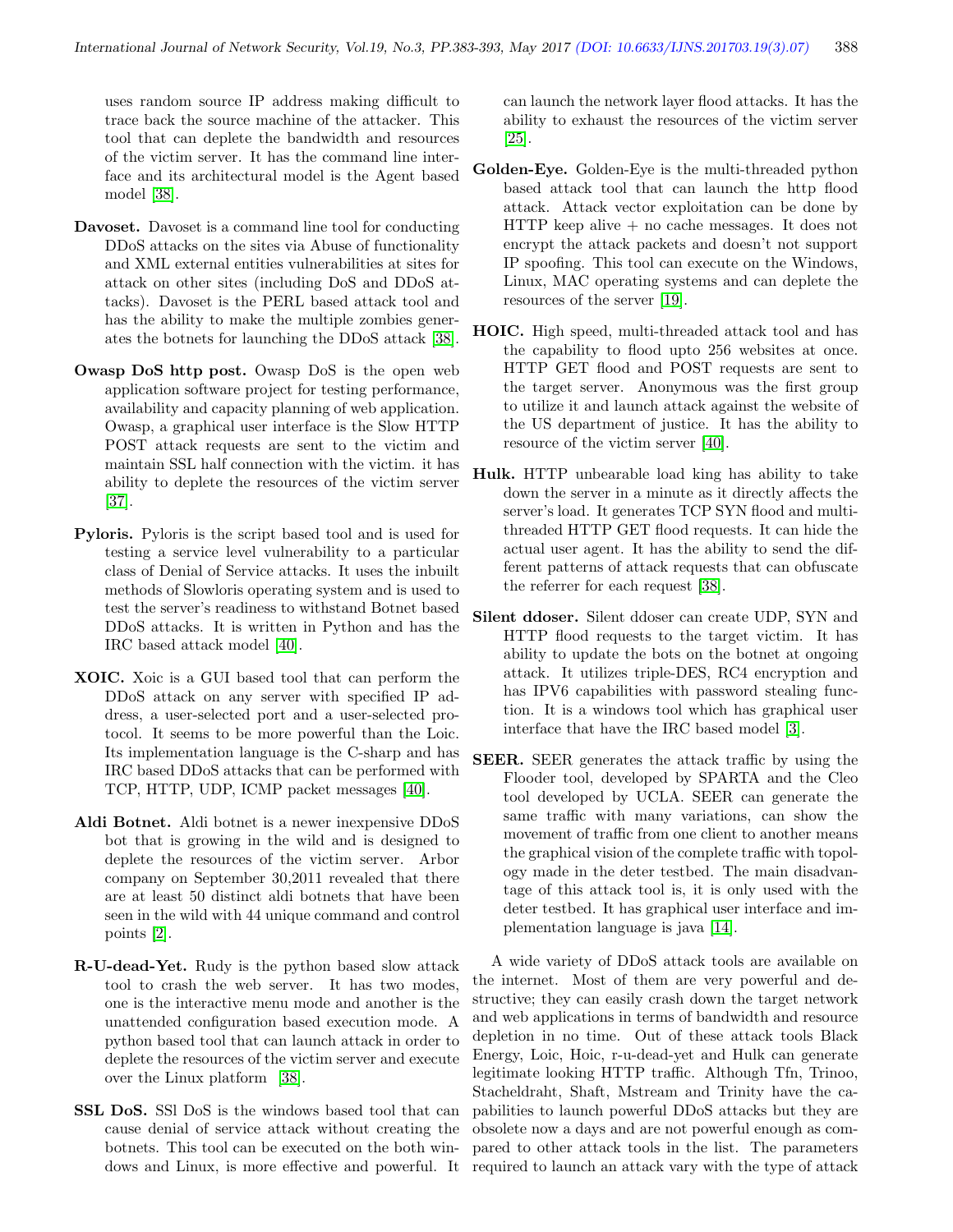uses random source IP address making difficult to trace back the source machine of the attacker. This tool that can deplete the bandwidth and resources of the victim server. It has the command line interface and its architectural model is the Agent based model [38].

**Davoset.** Davoset is a command line tool for conducting DDoS attacks on the sites via Abuse of functionality and XML external entities vulnerabilities at sites for attack on other sites (including DoS and DDoS attacks). Davoset is the PERL based attack tool and has the ability to make the multiple zombies generates the botnets for launching the DDoS attack [38].

**Owasp DoS http post.** Owasp DoS is the open web application software project for testing performance, availability and capacity planning of web application. Owasp, a graphical user interface is the Slow HTTP POST attack requests are sent to the victim and maintain SSL half connection with the victim. it has ability to deplete the resources of the victim server [37].

**Pyloris.** Pyloris is the script based tool and is used for testing a service level vulnerability to a particular class of Denial of Service attacks. It uses the inbuilt methods of Slowloris operating system and is used to test the server's readiness to withstand Botnet based DDoS attacks. It is written in Python and has the IRC based attack model [40].

**XOIC.** Xoic is a GUI based tool that can perform the DDoS attack on any server with specified IP address, a user-selected port and a user-selected protocol. It seems to be more powerful than the Loic. Its implementation language is the C-sharp and has IRC based DDoS attacks that can be performed with TCP, HTTP, UDP, ICMP packet messages [40].

**Aldi Botnet.** Aldi botnet is a newer inexpensive DDoS bot that is growing in the wild and is designed to deplete the resources of the victim server. Arbor company on September 30,2011 revealed that there are at least 50 distinct aldi botnets that have been seen in the wild with 44 unique command and control points [2].

**R-U-dead-Yet.** Rudy is the python based slow attack tool to crash the web server. It has two modes, one is the interactive menu mode and another is the unattended configuration based execution mode. A python based tool that can launch attack in order to deplete the resources of the victim server and execute over the Linux platform [38].

**SSL DoS.** SSl DoS is the windows based tool that can cause denial of service attack without creating the botnets. This tool can be executed on the both windows and Linux, is more effective and powerful. It can launch the network layer flood attacks. It has the ability to exhaust the resources of the victim server [25].

**Golden-Eye.** Golden-Eye is the multi-threaded python based attack tool that can launch the http flood attack. Attack vector exploitation can be done by HTTP keep alive + no cache messages. It does not encrypt the attack packets and doesn't not support IP spoofing. This tool can execute on the Windows, Linux, MAC operating systems and can deplete the resources of the server [19].

**HOIC.** High speed, multi-threaded attack tool and has the capability to flood upto 256 websites at once. HTTP GET flood and POST requests are sent to the target server. Anonymous was the first group to utilize it and launch attack against the website of the US department of justice. It has the ability to resource of the victim server [40].

**Hulk.** HTTP unbearable load king has ability to take down the server in a minute as it directly affects the server's load. It generates TCP SYN flood and multi-threaded HTTP GET flood requests. It can hide the actual user agent. It has the ability to send the different patterns of attack requests that can obfuscate the referrer for each request [38].

**Silent ddoser.** Silent ddoser can create UDP, SYN and HTTP flood requests to the target victim. It has ability to update the bots on the botnet at ongoing attack. It utilizes triple-DES, RC4 encryption and has IPV6 capabilities with password stealing function. It is a windows tool which has graphical user interface that have the IRC based model [3].

**SEER.** SEER generates the attack traffic by using the Flooder tool, developed by SPARTA and the Cleo tool developed by UCLA. SEER can generate the same traffic with many variations, can show the movement of traffic from one client to another means the graphical vision of the complete traffic with topology made in the deter testbed. The main disadvantage of this attack tool is, it is only used with the deter testbed. It has graphical user interface and implementation language is java [14].

A wide variety of DDoS attack tools are available on the internet. Most of them are very powerful and destructive; they can easily crash down the target network and web applications in terms of bandwidth and resource depletion in no time. Out of these attack tools Black Energy, Loic, Hoic, r-u-dead-yet and Hulk can generate legitimate looking HTTP traffic. Although Tfn, Trinoo, Stacheldraht, Shaft, Mstream and Trinity have the capabilities to launch powerful DDoS attacks but they are obsolete now a days and are not powerful enough as compared to other attack tools in the list. The parameters required to launch an attack vary with the type of attack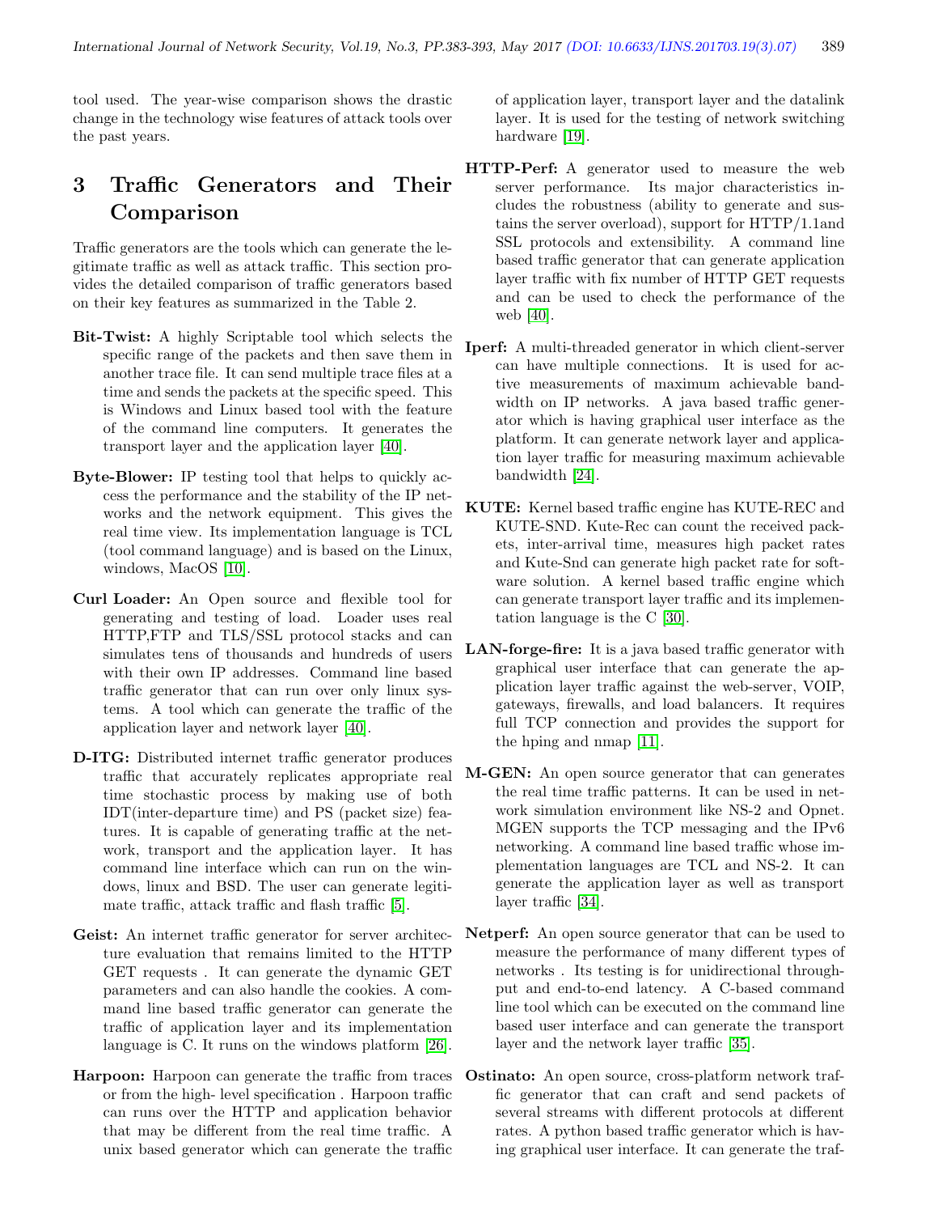tool used. The year-wise comparison shows the drastic change in the technology wise features of attack tools over the past years.

# 3 Traffic Generators and Their Comparison

Traffic generators are the tools which can generate the legitimate traffic as well as attack traffic. This section provides the detailed comparison of traffic generators based on their key features as summarized in the Table 2.

**Bit-Twist:** A highly Scriptable tool which selects the specific range of the packets and then save them in another trace file. It can send multiple trace files at a time and sends the packets at the specific speed. This is Windows and Linux based tool with the feature of the command line computers. It generates the transport layer and the application layer [40].

**Byte-Blower:** IP testing tool that helps to quickly access the performance and the stability of the IP networks and the network equipment. This gives the real time view. Its implementation language is TCL (tool command language) and is based on the Linux, windows, MacOS [10].

**Curl Loader:** An Open source and flexible tool for generating and testing of load. Loader uses real HTTP,FTP and TLS/SSL protocol stacks and can simulates tens of thousands and hundreds of users with their own IP addresses. Command line based traffic generator that can run over only linux systems. A tool which can generate the traffic of the application layer and network layer [40].

**D-ITG:** Distributed internet traffic generator produces traffic that accurately replicates appropriate real time stochastic process by making use of both IDT(inter-departure time) and PS (packet size) features. It is capable of generating traffic at the network, transport and the application layer. It has command line interface which can run on the windows, linux and BSD. The user can generate legitimate traffic, attack traffic and flash traffic [5].

**Geist:** An internet traffic generator for server architecture evaluation that remains limited to the HTTP GET requests . It can generate the dynamic GET parameters and can also handle the cookies. A command line based traffic generator can generate the traffic of application layer and its implementation language is C. It runs on the windows platform [26].

**Harpoon:** Harpoon can generate the traffic from traces or from the high- level specification . Harpoon traffic can runs over the HTTP and application behavior that may be different from the real time traffic. A unix based generator which can generate the traffic of application layer, transport layer and the datalink layer. It is used for the testing of network switching hardware [19].

**HTTP-Perf:** A generator used to measure the web server performance. Its major characteristics includes the robustness (ability to generate and sustains the server overload), support for HTTP/1.1and SSL protocols and extensibility. A command line based traffic generator that can generate application layer traffic with fix number of HTTP GET requests and can be used to check the performance of the web [40].

**Iperf:** A multi-threaded generator in which client-server can have multiple connections. It is used for active measurements of maximum achievable bandwidth on IP networks. A java based traffic generator which is having graphical user interface as the platform. It can generate network layer and application layer traffic for measuring maximum achievable bandwidth [24].

**KUTE:** Kernel based traffic engine has KUTE-REC and KUTE-SND. Kute-Rec can count the received packets, inter-arrival time, measures high packet rates and Kute-Snd can generate high packet rate for software solution. A kernel based traffic engine which can generate transport layer traffic and its implementation language is the C [30].

**LAN-forge-fire:** It is a java based traffic generator with graphical user interface that can generate the application layer traffic against the web-server, VOIP, gateways, firewalls, and load balancers. It requires full TCP connection and provides the support for the hping and nmap [11].

**M-GEN:** An open source generator that can generates the real time traffic patterns. It can be used in network simulation environment like NS-2 and Opnet. MGEN supports the TCP messaging and the IPv6 networking. A command line based traffic whose implementation languages are TCL and NS-2. It can generate the application layer as well as transport layer traffic [34].

**Netperf:** An open source generator that can be used to measure the performance of many different types of networks . Its testing is for unidirectional throughput and end-to-end latency. A C-based command line tool which can be executed on the command line based user interface and can generate the transport layer and the network layer traffic [35].

**Ostinato:** An open source, cross-platform network traffic generator that can craft and send packets of several streams with different protocols at different rates. A python based traffic generator which is having graphical user interface. It can generate the traf-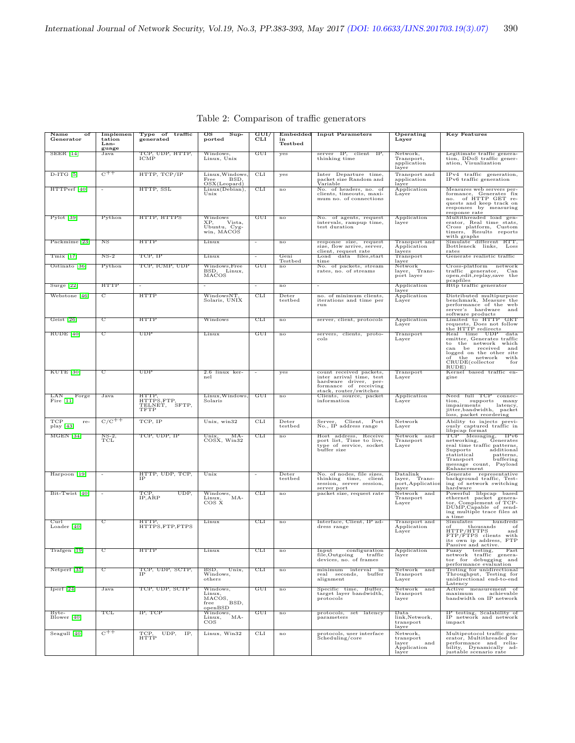Table 2: Comparison of traffic generators

| Name of Generator | Implementation Language | Type of traffic generated | OS Supported | GUI/CLI | Embedded in Testbed | Input Parameters | Operating Layer | Key Features |
|---|---|---|---|---|---|---|---|---|
| SEER [14] | Java | TCP, UDP, HTTP, ICMP | Windows, Linux, Unix | GUI | yes | server IP, client IP, thinking time | Network, Transport, application layer | Legitimate traffic generation, DDoS traffic generation, Visualization |
| D-ITG [5] | $C^{++}$ | HTTP, TCP/IP | Linux,Windows, Free BSD, OSX(Leopard) | CLI | yes | Inter Departure time, packet size Random and Variable | Transport and application layer | IPv4 traffic generation, IPv6 traffic generation |
| HTTPerf [40] | - | HTTP, SSL | Linux(Debian), Unix | CLI | no | No. of headers, no. of clients, timeouts, maximum no. of connections | Application Layer | Measures web servers performance, Generates fix no. of HTTP GET requests and keep track on responses by measuring response rate |
| Pylot [39] | Python | HTTP, HTTPS | Windows XP, Vista, Ubuntu, Cygwin, MACOS | GUI | no | No. of agents, request intervals, rampup time, test duration | Application layer | Multithreaded load generator, Real time stats, Cross platform, Custom timers, Results reports with graphs |
| Packmime [23] | NS | HTTP | Linux | - | no | response size, request size, flow arrive, server, client, request rate | Transport and Application layers | Simulate different RTT, Bottleneck links, Loss rates |
| Tmix [17] | NS-2 | TCP, IP | Linux | - | Geni Testbed | Load data files,start time | Transport layer | Generate realistic traffic |
| Ostinato [36] | Python | TCP, ICMP, UDP | Windows,Free BSD, Linux, MACOS | GUI | no | No. of packets, stream rates, no. of streams | Network layer, Transport layer | Cross-platform network traffic generator, Can open,edit,replay,save the pcapfiles |
| Surge [22] | HTTP | - | - | - | no | - | Application layer | Http traffic generator |
| Webstone [46] | C | HTTP | WindowsNT, Solaris, UNIX | CLI | Deter testbed | no. of minimum clients, iterations and time per run | Application Layer | Distributed multipurpose benchmark, Measure the performance of the web server's hardware and software products |
| Geist [26] | C | HTTP | Windows | CLI | no | server, client, protocols | Application Layer | Limited to HTTP GET requests, Does not follow the HTTP redirects |
| RUDE [40] | C | UDP | Linux | GUI | no | servers, clients, protocols | Transport Layer | Real time UDP data emitter, Generates traffic to the network which can be received and logged on the other site of the network with CRUDE(collector for RUDE) |
| KUTE [30] | C | UDP | 2.6 linux kernel | - | yes | count received packets, inter arrival time, test hardware driver, performance of receiving stack, router/switches | Transport Layer | Kernel based traffic engine |
| LAN Forge Fire [11] | Java | HTTP, HTTPS,FTP, TELNET, SFTP, TFTP | Linux,Windows, Solaris | GUI | no | Clients, source, packet information | Application Layer | Need full TCP connection, supports many impairments latency, jitter,bandwidth, packet loss, packet reordering |
| TCP replay [43] | $C/C^{++}$ | TCP, IP | Unix, win32 | CLI | Deter testbed | Server, Client, Port No., IP address range | Network Layer | Ability to injects previously captured traffic in libpcap format |
| MGEN [34] | NS-2, TCL | TCP, UDP, IP | Unix, MACOSX, Win32 | CLI | no | Host address, Receive port list, Time to live, type of service, socket buffer size | Network and Transport Layer | TCP Messaging, IPv6 networking, Generates real time traffic patterns, Supports additional statistical patterns, Transport buffering message count, Payload Enhancement |
| Harpoon [19] | - | HTTP, UDP, TCP, IP | Unix | - | Deter testbed | No. of nodes, file sizes, thinking time, client session, server session, server port | Datalink layer, Transport,Application layer | Generate representative background traffic, Testing of network switching hardware |
| Bit-Twist [40] | - | TCP, UDP, IP,ARP | Windows, Linux, MACOS X | CLI | no | packet size, request rate | Network and Transport Layer | Powerful libpcap based ethernet packet generator, Complement of TCPDUMP,Capable of sending multiple trace files at a time |
| Curl Loader [40] | C | HTTP, HTTPS,FTP,FTPS | Linux | CLI | no | Interface, Client, IP address range | Transport and Application Layer | Simulates hundreds of thousands of HTTP/HTTPS and FTP/FTPS clients with its own ip address, FTP Passive and active. |
| Trafgen [19] | C | HTTP | Linux | CLI | no | Input configuration file,Outgoing traffic devices, no. of frames | Application layer | Fuzzy testing, Fast network traffic generator for debugging and performance evaluation |
| Netperf [35] | C | TCP, UDP, SCTP, IP | BSD, Unix, Windows, others | CLI | no | minimum interval in real seconds, buffer alignment | Network and Transport Layer | Testing for unidirectional Throughput, Testing for unidirectional end-to-end Latency |
| Iperf [24] | Java | TCP, UDP, SCTP | Windows, Linux, MACOS, free BSD, openBSD | GUI | no | Specific time, Buffer, target layer bandwidth, protocols | Network and Transport layer | Active measurement of maximum achievable bandwidth on IP network |
| Byte-Blower [40] | TCL | IP, TCP | Windows, Linux, MACOS | GUI | no | protocols, set latency parameters | Data link,Network, transport layer | IP testing, Scalability of IP network and network impact |
| Seagull [40] | $C^{++}$ | TCP, UDP, IP, HTTP | Linux, Win32 | CLI | no | protocols, user interface Scheduling/core | Network, transport layer and Application layer | Multiprotocol traffic generator, Multithreaded for performance and reliability, Dynamically adjustable scenario rate |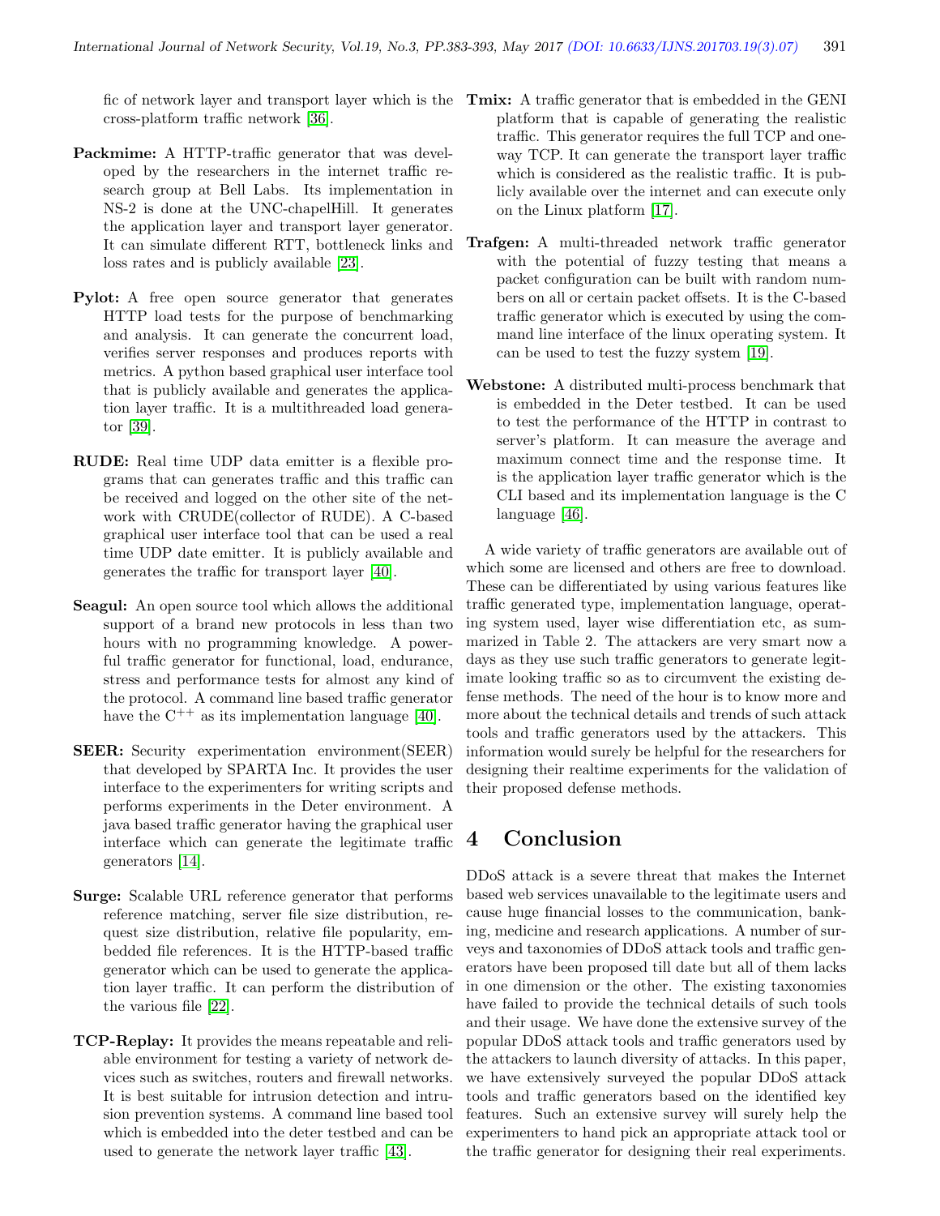fic of network layer and transport layer which is the cross-platform traffic network [36].

**Packmime:** A HTTP-traffic generator that was developed by the researchers in the internet traffic research group at Bell Labs. Its implementation in NS-2 is done at the UNC-chapelHill. It generates the application layer and transport layer generator. It can simulate different RTT, bottleneck links and loss rates and is publicly available [23].

**Pylot:** A free open source generator that generates HTTP load tests for the purpose of benchmarking and analysis. It can generate the concurrent load, verifies server responses and produces reports with metrics. A python based graphical user interface tool that is publicly available and generates the application layer traffic. It is a multithreaded load generator [39].

**RUDE:** Real time UDP data emitter is a flexible programs that can generates traffic and this traffic can be received and logged on the other site of the network with CRUDE(collector of RUDE). A C-based graphical user interface tool that can be used a real time UDP date emitter. It is publicly available and generates the traffic for transport layer [40].

**Seagul:** An open source tool which allows the additional support of a brand new protocols in less than two hours with no programming knowledge. A powerful traffic generator for functional, load, endurance, stress and performance tests for almost any kind of the protocol. A command line based traffic generator have the $C^{++}$ as its implementation language [40].

**SEER:** Security experimentation environment(SEER) that developed by SPARTA Inc. It provides the user interface to the experimenters for writing scripts and performs experiments in the Deter environment. A java based traffic generator having the graphical user interface which can generate the legitimate traffic generators [14].

**Surge:** Scalable URL reference generator that performs reference matching, server file size distribution, request size distribution, relative file popularity, embedded file references. It is the HTTP-based traffic generator which can be used to generate the application layer traffic. It can perform the distribution of the various file [22].

**TCP-Replay:** It provides the means repeatable and reliable environment for testing a variety of network devices such as switches, routers and firewall networks. It is best suitable for intrusion detection and intrusion prevention systems. A command line based tool which is embedded into the deter testbed and can be used to generate the network layer traffic [43].

**Tmix:** A traffic generator that is embedded in the GENI platform that is capable of generating the realistic traffic. This generator requires the full TCP and one-way TCP. It can generate the transport layer traffic which is considered as the realistic traffic. It is publicly available over the internet and can execute only on the Linux platform [17].

**Trafgen:** A multi-threaded network traffic generator with the potential of fuzzy testing that means a packet configuration can be built with random numbers on all or certain packet offsets. It is the C-based traffic generator which is executed by using the command line interface of the linux operating system. It can be used to test the fuzzy system [19].

**Webstone:** A distributed multi-process benchmark that is embedded in the Deter testbed. It can be used to test the performance of the HTTP in contrast to server's platform. It can measure the average and maximum connect time and the response time. It is the application layer traffic generator which is the CLI based and its implementation language is the C language [46].

A wide variety of traffic generators are available out of which some are licensed and others are free to download. These can be differentiated by using various features like traffic generated type, implementation language, operating system used, layer wise differentiation etc, as summarized in Table 2. The attackers are very smart now a days as they use such traffic generators to generate legitimate looking traffic so as to circumvent the existing defense methods. The need of the hour is to know more and more about the technical details and trends of such attack tools and traffic generators used by the attackers. This information would surely be helpful for the researchers for designing their realtime experiments for the validation of their proposed defense methods.

# 4 Conclusion

DDoS attack is a severe threat that makes the Internet based web services unavailable to the legitimate users and cause huge financial losses to the communication, banking, medicine and research applications. A number of surveys and taxonomies of DDoS attack tools and traffic generators have been proposed till date but all of them lacks in one dimension or the other. The existing taxonomies have failed to provide the technical details of such tools and their usage. We have done the extensive survey of the popular DDoS attack tools and traffic generators used by the attackers to launch diversity of attacks. In this paper, we have extensively surveyed the popular DDoS attack tools and traffic generators based on the identified key features. Such an extensive survey will surely help the experimenters to hand pick an appropriate attack tool or the traffic generator for designing their real experiments.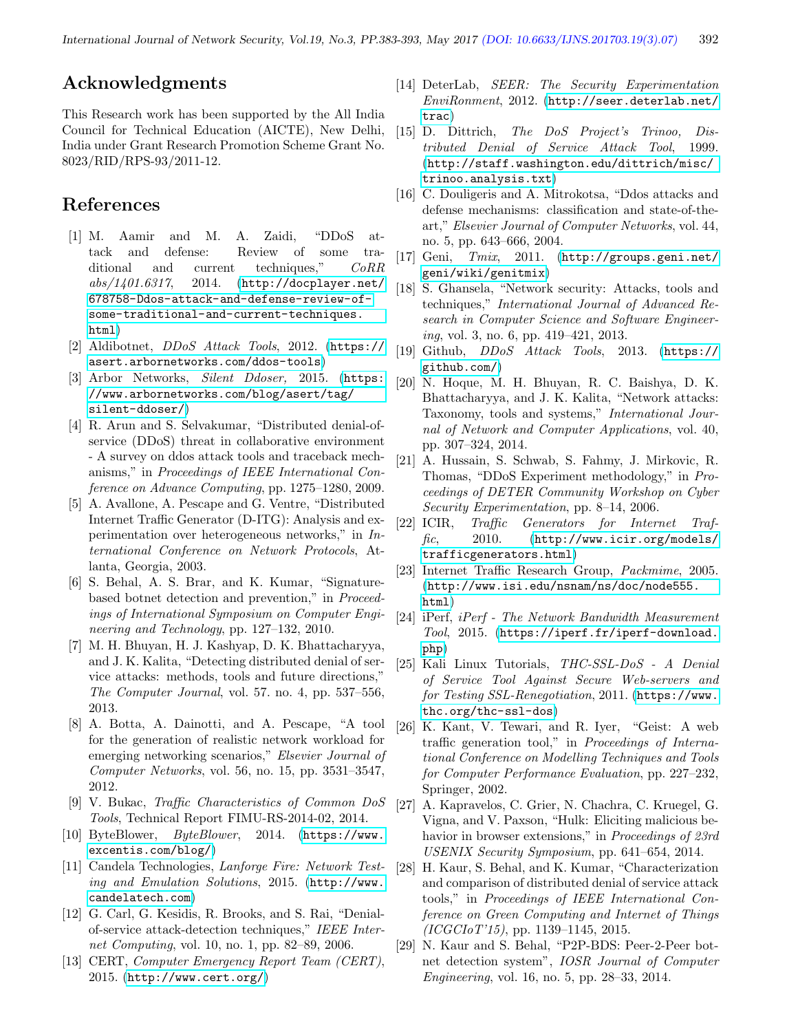## Acknowledgments

This Research work has been supported by the All India Council for Technical Education (AICTE), New Delhi, India under Grant Research Promotion Scheme Grant No. 8023/RID/RPS-93/2011-12.

## References

[1] M. Aamir and M. A. Zaidi, "DDoS attack and defense: Review of some traditional and current techniques," *CoRR abs/1401.6317*, 2014. (http://docplayer.net/678758-Ddos-attack-and-defense-review-of-some-traditional-and-current-techniques.html)

[2] Aldibotnet, *DDoS Attack Tools*, 2012. (https://asert.arbornetworks.com/ddos-tools)

[3] Arbor Networks, *Silent Ddoser,* 2015. (https://www.arbornetworks.com/blog/asert/tag/silent-ddoser/)

[4] R. Arun and S. Selvakumar, "Distributed denial-of-service (DDoS) threat in collaborative environment - A survey on ddos attack tools and traceback mechanisms," in *Proceedings of IEEE International Conference on Advance Computing*, pp. 1275–1280, 2009.

[5] A. Avallone, A. Pescape and G. Ventre, "Distributed Internet Traffic Generator (D-ITG): Analysis and experimentation over heterogeneous networks," in *International Conference on Network Protocols*, Atlanta, Georgia, 2003.

[6] S. Behal, A. S. Brar, and K. Kumar, "Signature-based botnet detection and prevention," in *Proceedings of International Symposium on Computer Engineering and Technology*, pp. 127–132, 2010.

[7] M. H. Bhuyan, H. J. Kashyap, D. K. Bhattacharyya, and J. K. Kalita, "Detecting distributed denial of service attacks: methods, tools and future directions," *The Computer Journal*, vol. 57. no. 4, pp. 537–556, 2013.

[8] A. Botta, A. Dainotti, and A. Pescape, "A tool for the generation of realistic network workload for emerging networking scenarios," *Elsevier Journal of Computer Networks*, vol. 56, no. 15, pp. 3531–3547, 2012.

[9] V. Bukac, *Traffic Characteristics of Common DoS Tools*, Technical Report FIMU-RS-2014-02, 2014.

[10] ByteBlower, *ByteBlower*, 2014. (https://www.excentis.com/blog/)

[11] Candela Technologies, *Lanforge Fire: Network Testing and Emulation Solutions*, 2015. (http://www.candelatech.com)

[12] G. Carl, G. Kesidis, R. Brooks, and S. Rai, "Denial-of-service attack-detection techniques," *IEEE Internet Computing*, vol. 10, no. 1, pp. 82–89, 2006.

[13] CERT, *Computer Emergency Report Team (CERT)*, 2015. (http://www.cert.org/)

[14] DeterLab, *SEER: The Security Experimentation EnviRonment*, 2012. (http://seer.deterlab.net/trac)

[15] D. Dittrich, *The DoS Project's Trinoo, Distributed Denial of Service Attack Tool*, 1999. (http://staff.washington.edu/dittrich/misc/trinoo.analysis.txt)

[16] C. Douligeris and A. Mitrokotsa, "Ddos attacks and defense mechanisms: classification and state-of-the-art," *Elsevier Journal of Computer Networks*, vol. 44, no. 5, pp. 643–666, 2004.

[17] Geni, *Tmix*, 2011. (http://groups.geni.net/geni/wiki/genitmix)

[18] S. Ghansela, "Network security: Attacks, tools and techniques," *International Journal of Advanced Research in Computer Science and Software Engineering*, vol. 3, no. 6, pp. 419–421, 2013.

[19] Github, *DDoS Attack Tools*, 2013. (https://github.com/)

[20] N. Hoque, M. H. Bhuyan, R. C. Baishya, D. K. Bhattacharyya, and J. K. Kalita, "Network attacks: Taxonomy, tools and systems," *International Journal of Network and Computer Applications*, vol. 40, pp. 307–324, 2014.

[21] A. Hussain, S. Schwab, S. Fahmy, J. Mirkovic, R. Thomas, "DDoS Experiment methodology," in *Proceedings of DETER Community Workshop on Cyber Security Experimentation*, pp. 8–14, 2006.

[22] ICIR, *Traffic Generators for Internet Traffic*, 2010. (http://www.icir.org/models/trafficgenerators.html)

[23] Internet Traffic Research Group, *Packmime*, 2005. (http://www.isi.edu/nsnam/ns/doc/node555.html)

[24] iPerf, *iPerf - The Network Bandwidth Measurement Tool*, 2015. (https://iperf.fr/iperf-download.php)

[25] Kali Linux Tutorials, *THC-SSL-DoS - A Denial of Service Tool Against Secure Web-servers and for Testing SSL-Renegotiation*, 2011. (https://www.thc.org/thc-ssl-dos)

[26] K. Kant, V. Tewari, and R. Iyer, "Geist: A web traffic generation tool," in *Proceedings of International Conference on Modelling Techniques and Tools for Computer Performance Evaluation*, pp. 227–232, Springer, 2002.

[27] A. Kapravelos, C. Grier, N. Chachra, C. Kruegel, G. Vigna, and V. Paxson, "Hulk: Eliciting malicious behavior in browser extensions," in *Proceedings of 23rd USENIX Security Symposium*, pp. 641–654, 2014.

[28] H. Kaur, S. Behal, and K. Kumar, "Characterization and comparison of distributed denial of service attack tools," in *Proceedings of IEEE International Conference on Green Computing and Internet of Things (ICGCIoT'15)*, pp. 1139–1145, 2015.

[29] N. Kaur and S. Behal, "P2P-BDS: Peer-2-Peer botnet detection system", *IOSR Journal of Computer Engineering*, vol. 16, no. 5, pp. 28–33, 2014.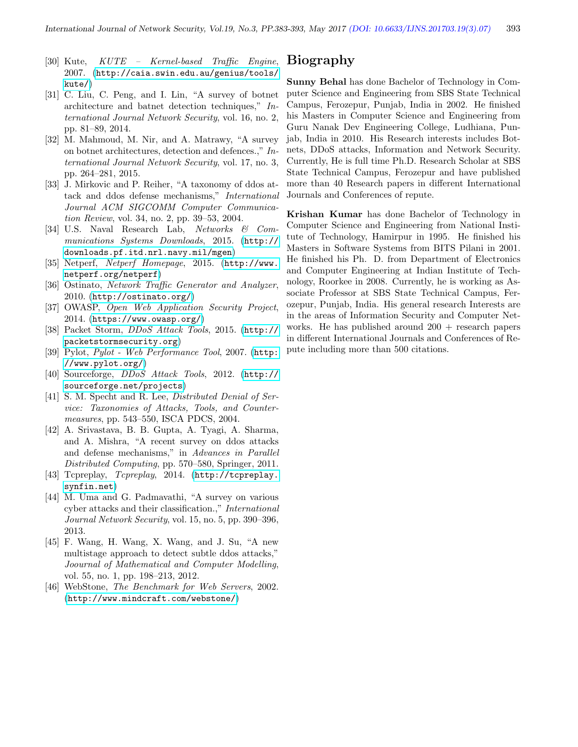[30] Kute, *KUTE – Kernel-based Traffic Engine*, 2007. (http://caia.swin.edu.au/genius/tools/kute/)

[31] C. Liu, C. Peng, and I. Lin, "A survey of botnet architecture and batnet detection techniques," *International Journal Network Security*, vol. 16, no. 2, pp. 81–89, 2014.

[32] M. Mahmoud, M. Nir, and A. Matrawy, "A survey on botnet architectures, detection and defences.," *International Journal Network Security*, vol. 17, no. 3, pp. 264–281, 2015.

[33] J. Mirkovic and P. Reiher, "A taxonomy of ddos attack and ddos defense mechanisms," *International Journal ACM SIGCOMM Computer Communication Review*, vol. 34, no. 2, pp. 39–53, 2004.

[34] U.S. Naval Research Lab, *Networks & Communications Systems Downloads*, 2015. (http://downloads.pf.itd.nrl.navy.mil/mgen)

[35] Netperf, *Netperf Homepage*, 2015. (http://www.netperf.org/netperf)

[36] Ostinato, *Network Traffic Generator and Analyzer*, 2010. (http://ostinato.org/)

[37] OWASP, *Open Web Application Security Project*, 2014. (https://www.owasp.org/)

[38] Packet Storm, *DDoS Attack Tools*, 2015. (http://packetstormsecurity.org)

[39] Pylot, *Pylot - Web Performance Tool*, 2007. (http://www.pylot.org/)

[40] Sourceforge, *DDoS Attack Tools*, 2012. (http://sourceforge.net/projects)

[41] S. M. Specht and R. Lee, *Distributed Denial of Service: Taxonomies of Attacks, Tools, and Countermeasures*, pp. 543–550, ISCA PDCS, 2004.

[42] A. Srivastava, B. B. Gupta, A. Tyagi, A. Sharma, and A. Mishra, "A recent survey on ddos attacks and defense mechanisms," in *Advances in Parallel Distributed Computing*, pp. 570–580, Springer, 2011.

[43] Tcpreplay, *Tcpreplay*, 2014. (http://tcpreplay.synfin.net)

[44] M. Uma and G. Padmavathi, "A survey on various cyber attacks and their classification.," *International Journal Network Security*, vol. 15, no. 5, pp. 390–396, 2013.

[45] F. Wang, H. Wang, X. Wang, and J. Su, "A new multistage approach to detect subtle ddos attacks," *Joournal of Mathematical and Computer Modelling*, vol. 55, no. 1, pp. 198–213, 2012.

[46] WebStone, *The Benchmark for Web Servers*, 2002. (http://www.mindcraft.com/webstone/)

# Biography

**Sunny Behal** has done Bachelor of Technology in Computer Science and Engineering from SBS State Technical Campus, Ferozepur, Punjab, India in 2002. He finished his Masters in Computer Science and Engineering from Guru Nanak Dev Engineering College, Ludhiana, Punjab, India in 2010. His Research interests includes Botnets, DDoS attacks, Information and Network Security. Currently, He is full time Ph.D. Research Scholar at SBS State Technical Campus, Ferozepur and have published more than 40 Research papers in different International Journals and Conferences of repute.

**Krishan Kumar** has done Bachelor of Technology in Computer Science and Engineering from National Institute of Technology, Hamirpur in 1995. He finished his Masters in Software Systems from BITS Pilani in 2001. He finished his Ph. D. from Department of Electronics and Computer Engineering at Indian Institute of Technology, Roorkee in 2008. Currently, he is working as Associate Professor at SBS State Technical Campus, Ferozepur, Punjab, India. His general research Interests are in the areas of Information Security and Computer Networks. He has published around 200 + research papers in different International Journals and Conferences of Repute including more than 500 citations.